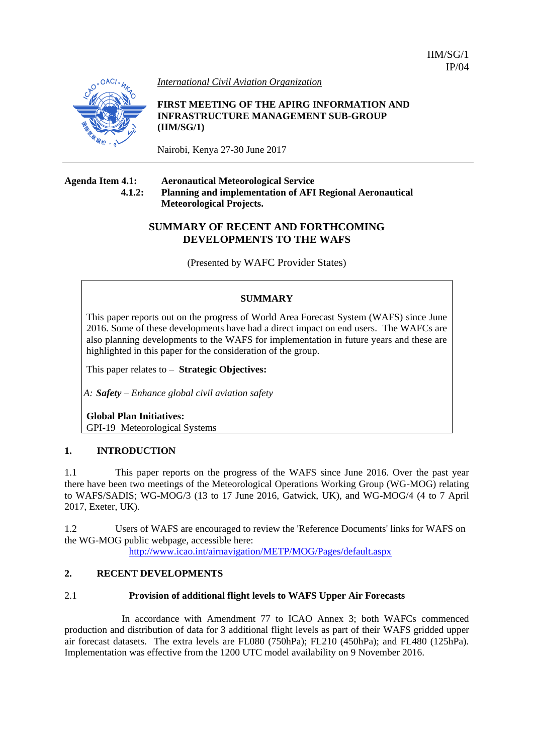IIM/SG/1
IP/04

*International Civil Aviation Organization*

**FIRST MEETING OF THE APIRG INFORMATION AND INFRASTRUCTURE MANAGEMENT SUB-GROUP (IIM/SG/1)**

Nairobi, Kenya 27-30 June 2017

---

**Agenda Item 4.1: Aeronautical Meteorological Service**
**4.1.2: Planning and implementation of AFI Regional Aeronautical Meteorological Projects.**

## SUMMARY OF RECENT AND FORTHCOMING DEVELOPMENTS TO THE WAFS

(Presented by WAFC Provider States)

**SUMMARY**

This paper reports out on the progress of World Area Forecast System (WAFS) since June 2016. Some of these developments have had a direct impact on end users. The WAFCs are also planning developments to the WAFS for implementation in future years and these are highlighted in this paper for the consideration of the group.

This paper relates to – **Strategic Objectives:**

*A:* ***Safety*** *– Enhance global civil aviation safety*

**Global Plan Initiatives:**
GPI-19 Meteorological Systems

## 1. INTRODUCTION

1.1 This paper reports on the progress of the WAFS since June 2016. Over the past year there have been two meetings of the Meteorological Operations Working Group (WG-MOG) relating to WAFS/SADIS; WG-MOG/3 (13 to 17 June 2016, Gatwick, UK), and WG-MOG/4 (4 to 7 April 2017, Exeter, UK).

1.2 Users of WAFS are encouraged to review the 'Reference Documents' links for WAFS on the WG-MOG public webpage, accessible here:
http://www.icao.int/airnavigation/METP/MOG/Pages/default.aspx

## 2. RECENT DEVELOPMENTS

### 2.1 Provision of additional flight levels to WAFS Upper Air Forecasts

In accordance with Amendment 77 to ICAO Annex 3; both WAFCs commenced production and distribution of data for 3 additional flight levels as part of their WAFS gridded upper air forecast datasets. The extra levels are FL080 (750hPa); FL210 (450hPa); and FL480 (125hPa). Implementation was effective from the 1200 UTC model availability on 9 November 2016.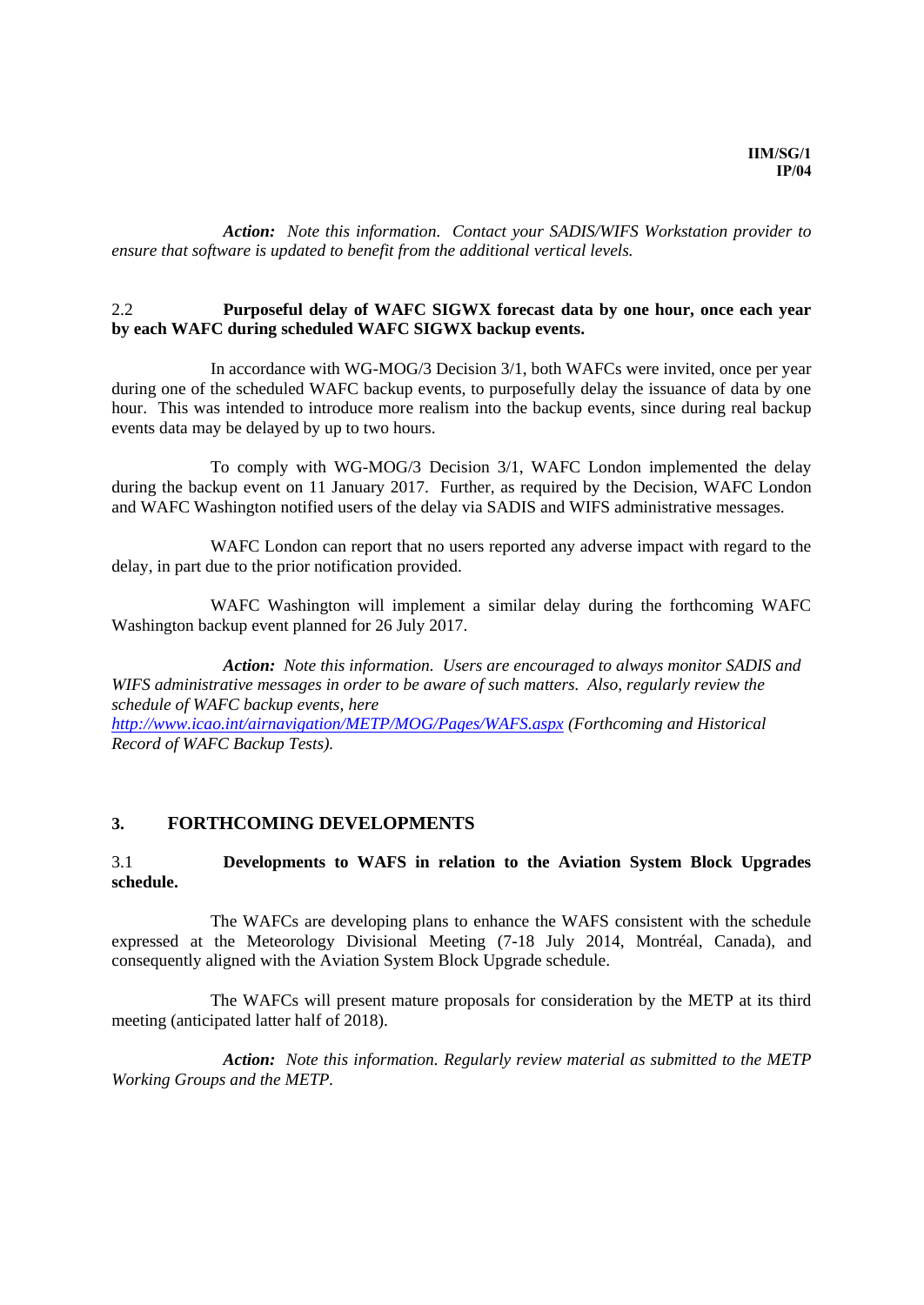*__Action:__ Note this information. Contact your SADIS/WIFS Workstation provider to ensure that software is updated to benefit from the additional vertical levels.*

### 2.2 Purposeful delay of WAFC SIGWX forecast data by one hour, once each year by each WAFC during scheduled WAFC SIGWX backup events.

In accordance with WG-MOG/3 Decision 3/1, both WAFCs were invited, once per year during one of the scheduled WAFC backup events, to purposefully delay the issuance of data by one hour. This was intended to introduce more realism into the backup events, since during real backup events data may be delayed by up to two hours.

To comply with WG-MOG/3 Decision 3/1, WAFC London implemented the delay during the backup event on 11 January 2017. Further, as required by the Decision, WAFC London and WAFC Washington notified users of the delay via SADIS and WIFS administrative messages.

WAFC London can report that no users reported any adverse impact with regard to the delay, in part due to the prior notification provided.

WAFC Washington will implement a similar delay during the forthcoming WAFC Washington backup event planned for 26 July 2017.

*__Action:__ Note this information. Users are encouraged to always monitor SADIS and WIFS administrative messages in order to be aware of such matters. Also, regularly review the schedule of WAFC backup events, here [http://www.icao.int/airnavigation/METP/MOG/Pages/WAFS.aspx](http://www.icao.int/airnavigation/METP/MOG/Pages/WAFS.aspx) (Forthcoming and Historical Record of WAFC Backup Tests).*

## 3. FORTHCOMING DEVELOPMENTS

### 3.1 Developments to WAFS in relation to the Aviation System Block Upgrades schedule.

The WAFCs are developing plans to enhance the WAFS consistent with the schedule expressed at the Meteorology Divisional Meeting (7-18 July 2014, Montréal, Canada), and consequently aligned with the Aviation System Block Upgrade schedule.

The WAFCs will present mature proposals for consideration by the METP at its third meeting (anticipated latter half of 2018).

*__Action:__ Note this information. Regularly review material as submitted to the METP Working Groups and the METP.*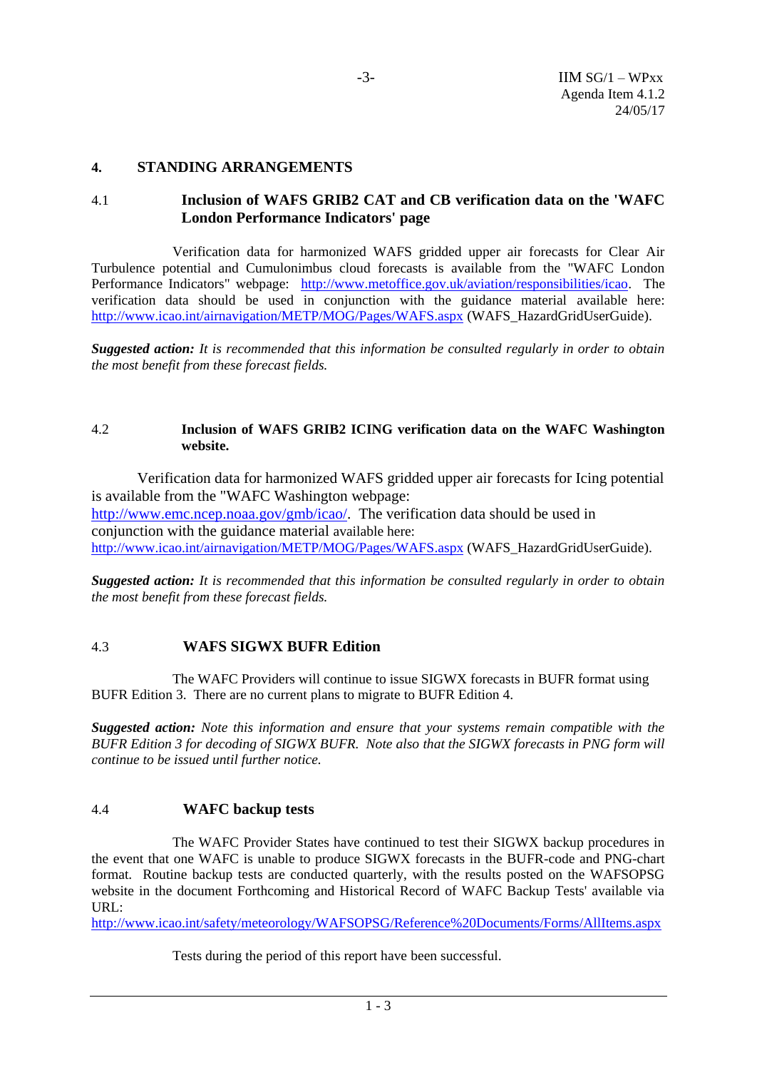## 4. STANDING ARRANGEMENTS

### 4.1 Inclusion of WAFS GRIB2 CAT and CB verification data on the 'WAFC London Performance Indicators' page

Verification data for harmonized WAFS gridded upper air forecasts for Clear Air Turbulence potential and Cumulonimbus cloud forecasts is available from the "WAFC London Performance Indicators" webpage: http://www.metoffice.gov.uk/aviation/responsibilities/icao. The verification data should be used in conjunction with the guidance material available here: http://www.icao.int/airnavigation/METP/MOG/Pages/WAFS.aspx (WAFS_HazardGridUserGuide).

***Suggested action:*** *It is recommended that this information be consulted regularly in order to obtain the most benefit from these forecast fields.*

### 4.2 Inclusion of WAFS GRIB2 ICING verification data on the WAFC Washington website.

Verification data for harmonized WAFS gridded upper air forecasts for Icing potential is available from the "WAFC Washington webpage: http://www.emc.ncep.noaa.gov/gmb/icao/. The verification data should be used in conjunction with the guidance material available here: http://www.icao.int/airnavigation/METP/MOG/Pages/WAFS.aspx (WAFS_HazardGridUserGuide).

***Suggested action:*** *It is recommended that this information be consulted regularly in order to obtain the most benefit from these forecast fields.*

### 4.3 WAFS SIGWX BUFR Edition

The WAFC Providers will continue to issue SIGWX forecasts in BUFR format using BUFR Edition 3. There are no current plans to migrate to BUFR Edition 4.

***Suggested action:*** *Note this information and ensure that your systems remain compatible with the BUFR Edition 3 for decoding of SIGWX BUFR. Note also that the SIGWX forecasts in PNG form will continue to be issued until further notice.*

### 4.4 WAFC backup tests

The WAFC Provider States have continued to test their SIGWX backup procedures in the event that one WAFC is unable to produce SIGWX forecasts in the BUFR-code and PNG-chart format. Routine backup tests are conducted quarterly, with the results posted on the WAFSOPSG website in the document Forthcoming and Historical Record of WAFC Backup Tests' available via URL:
http://www.icao.int/safety/meteorology/WAFSOPSG/Reference%20Documents/Forms/AllItems.aspx

Tests during the period of this report have been successful.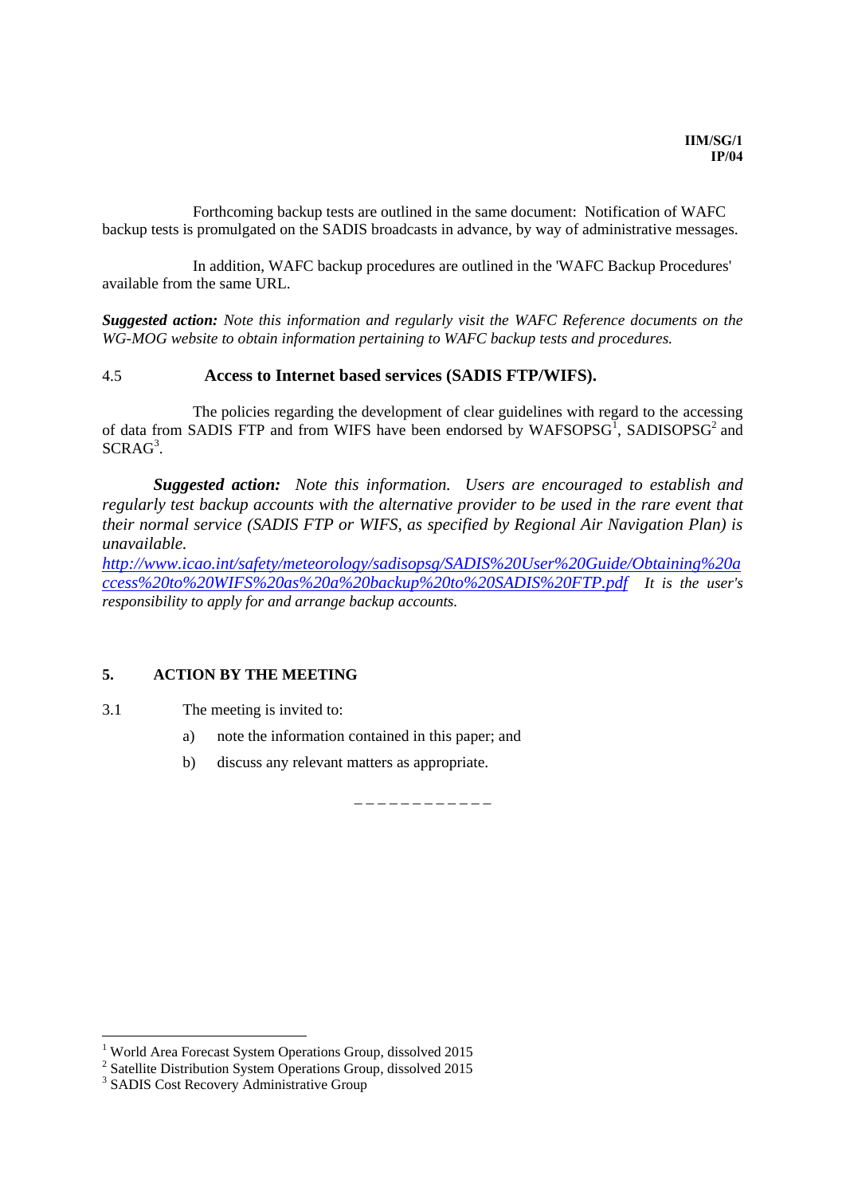Forthcoming backup tests are outlined in the same document: Notification of WAFC backup tests is promulgated on the SADIS broadcasts in advance, by way of administrative messages.

In addition, WAFC backup procedures are outlined in the 'WAFC Backup Procedures' available from the same URL.

***Suggested action:*** *Note this information and regularly visit the WAFC Reference documents on the WG-MOG website to obtain information pertaining to WAFC backup tests and procedures.*

### 4.5 Access to Internet based services (SADIS FTP/WIFS).

The policies regarding the development of clear guidelines with regard to the accessing of data from SADIS FTP and from WIFS have been endorsed by WAFSOPSG[1], SADISOPSG[2] and SCRAG[3].

***Suggested action:*** *Note this information. Users are encouraged to establish and regularly test backup accounts with the alternative provider to be used in the rare event that their normal service (SADIS FTP or WIFS, as specified by Regional Air Navigation Plan) is unavailable.* *http://www.icao.int/safety/meteorology/sadisopsg/SADIS%20User%20Guide/Obtaining%20access%20to%20WIFS%20as%20a%20backup%20to%20SADIS%20FTP.pdf* *It is the user's responsibility to apply for and arrange backup accounts.*

## 5. ACTION BY THE MEETING

3.1 The meeting is invited to:

a) note the information contained in this paper; and

b) discuss any relevant matters as appropriate.

— — — — — — — — — — — —

[1] World Area Forecast System Operations Group, dissolved 2015

[2] Satellite Distribution System Operations Group, dissolved 2015

[3] SADIS Cost Recovery Administrative Group